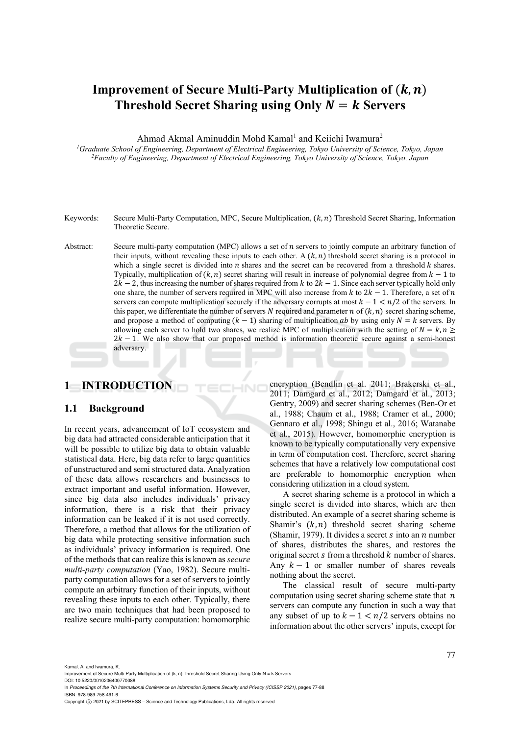# Improvement of Secure Multi-Party Multiplication of $(k, n)$ Threshold Secret Sharing using Only $N = k$ Servers

Ahmad Akmal Aminuddin Mohd Kamal[1] and Keiichi Iwamura[2]

[1]Graduate School of Engineering, Department of Electrical Engineering, Tokyo University of Science, Tokyo, Japan
[2]Faculty of Engineering, Department of Electrical Engineering, Tokyo University of Science, Tokyo, Japan

Keywords: Secure Multi-Party Computation, MPC, Secure Multiplication, $(k, n)$ Threshold Secret Sharing, Information Theoretic Secure.

Abstract: Secure multi-party computation (MPC) allows a set of $n$ servers to jointly compute an arbitrary function of their inputs, without revealing these inputs to each other. A $(k, n)$ threshold secret sharing is a protocol in which a single secret is divided into $n$ shares and the secret can be recovered from a threshold $k$ shares. Typically, multiplication of $(k, n)$ secret sharing will result in increase of polynomial degree from $k - 1$ to $2k - 2$, thus increasing the number of shares required from $k$ to $2k - 1$. Since each server typically hold only one share, the number of servers required in MPC will also increase from $k$ to $2k - 1$. Therefore, a set of $n$ servers can compute multiplication securely if the adversary corrupts at most $k - 1 < n/2$ of the servers. In this paper, we differentiate the number of servers $N$ required and parameter $n$ of $(k, n)$ secret sharing scheme, and propose a method of computing $(k - 1)$ sharing of multiplication $ab$ by using only $N = k$ servers. By allowing each server to hold two shares, we realize MPC of multiplication with the setting of $N = k, n \geq 2k - 1$. We also show that our proposed method is information theoretic secure against a semi-honest adversary.

## 1 INTRODUCTION

### 1.1 Background

In recent years, advancement of IoT ecosystem and big data had attracted considerable anticipation that it will be possible to utilize big data to obtain valuable statistical data. Here, big data refer to large quantities of unstructured and semi structured data. Analyzation of these data allows researchers and businesses to extract important and useful information. However, since big data also includes individuals' privacy information, there is a risk that their privacy information can be leaked if it is not used correctly. Therefore, a method that allows for the utilization of big data while protecting sensitive information such as individuals' privacy information is required. One of the methods that can realize this is known as *secure multi-party computation* (Yao, 1982). Secure multi-party computation allows for a set of servers to jointly compute an arbitrary function of their inputs, without revealing these inputs to each other. Typically, there are two main techniques that had been proposed to realize secure multi-party computation: homomorphic encryption (Bendlin et al. 2011; Brakerski et al., 2011; Damgard et al., 2012; Damgard et al., 2013; Gentry, 2009) and secret sharing schemes (Ben-Or et al., 1988; Chaum et al., 1988; Cramer et al., 2000; Gennaro et al., 1998; Shingu et al., 2016; Watanabe et al., 2015). However, homomorphic encryption is known to be typically computationally very expensive in term of computation cost. Therefore, secret sharing schemes that have a relatively low computational cost are preferable to homomorphic encryption when considering utilization in a cloud system.

A secret sharing scheme is a protocol in which a single secret is divided into shares, which are then distributed. An example of a secret sharing scheme is Shamir's $(k, n)$ threshold secret sharing scheme (Shamir, 1979). It divides a secret $s$ into an $n$ number of shares, distributes the shares, and restores the original secret $s$ from a threshold $k$ number of shares. Any $k - 1$ or smaller number of shares reveals nothing about the secret.

The classical result of secure multi-party computation using secret sharing scheme state that $n$ servers can compute any function in such a way that any subset of up to $k - 1 < n/2$ servers obtains no information about the other servers' inputs, except for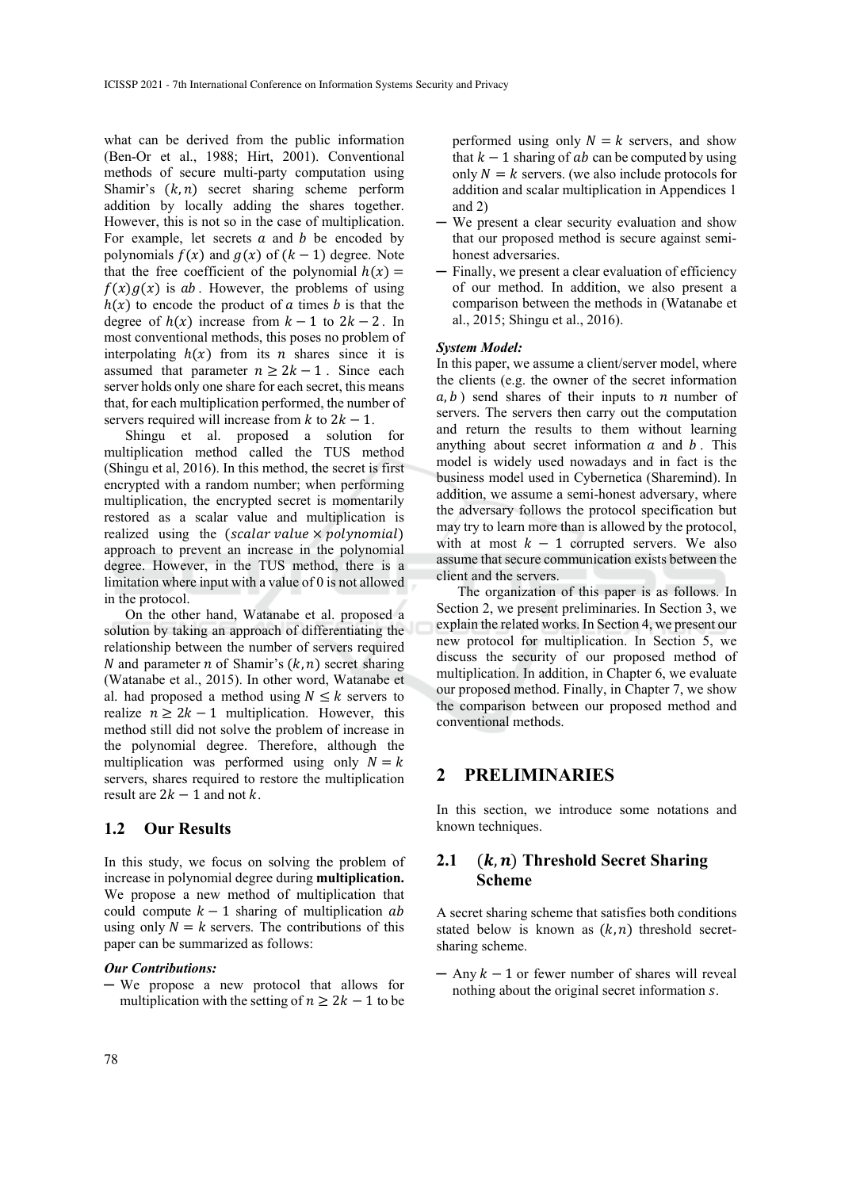what can be derived from the public information (Ben-Or et al., 1988; Hirt, 2001). Conventional methods of secure multi-party computation using Shamir's $(k, n)$ secret sharing scheme perform addition by locally adding the shares together. However, this is not so in the case of multiplication. For example, let secrets $a$ and $b$ be encoded by polynomials $f(x)$ and $g(x)$ of $(k-1)$ degree. Note that the free coefficient of the polynomial $h(x) = f(x)g(x)$ is $ab$. However, the problems of using $h(x)$ to encode the product of $a$ times $b$ is that the degree of $h(x)$ increase from $k-1$ to $2k-2$. In most conventional methods, this poses no problem of interpolating $h(x)$ from its $n$ shares since it is assumed that parameter $n \geq 2k-1$. Since each server holds only one share for each secret, this means that, for each multiplication performed, the number of servers required will increase from $k$ to $2k-1$.

Shingu et al. proposed a solution for multiplication method called the TUS method (Shingu et al, 2016). In this method, the secret is first encrypted with a random number; when performing multiplication, the encrypted secret is momentarily restored as a scalar value and multiplication is realized using the $(scalar\ value \times polynomial)$ approach to prevent an increase in the polynomial degree. However, in the TUS method, there is a limitation where input with a value of 0 is not allowed in the protocol.

On the other hand, Watanabe et al. proposed a solution by taking an approach of differentiating the relationship between the number of servers required $N$ and parameter $n$ of Shamir's $(k, n)$ secret sharing (Watanabe et al., 2015). In other word, Watanabe et al. had proposed a method using $N \leq k$ servers to realize $n \geq 2k-1$ multiplication. However, this method still did not solve the problem of increase in the polynomial degree. Therefore, although the multiplication was performed using only $N = k$ servers, shares required to restore the multiplication result are $2k-1$ and not $k$.

## 1.2 Our Results

In this study, we focus on solving the problem of increase in polynomial degree during **multiplication.** We propose a new method of multiplication that could compute $k-1$ sharing of multiplication $ab$ using only $N = k$ servers. The contributions of this paper can be summarized as follows:

***Our Contributions:***

- We propose a new protocol that allows for multiplication with the setting of $n \geq 2k-1$ to be performed using only $N = k$ servers, and show that $k-1$ sharing of $ab$ can be computed by using only $N = k$ servers. (we also include protocols for addition and scalar multiplication in Appendices 1 and 2)
- We present a clear security evaluation and show that our proposed method is secure against semi-honest adversaries.
- Finally, we present a clear evaluation of efficiency of our method. In addition, we also present a comparison between the methods in (Watanabe et al., 2015; Shingu et al., 2016).

***System Model:***

In this paper, we assume a client/server model, where the clients (e.g. the owner of the secret information $a, b$) send shares of their inputs to $n$ number of servers. The servers then carry out the computation and return the results to them without learning anything about secret information $a$ and $b$. This model is widely used nowadays and in fact is the business model used in Cybernetica (Sharemind). In addition, we assume a semi-honest adversary, where the adversary follows the protocol specification but may try to learn more than is allowed by the protocol, with at most $k-1$ corrupted servers. We also assume that secure communication exists between the client and the servers.

The organization of this paper is as follows. In Section 2, we present preliminaries. In Section 3, we explain the related works. In Section 4, we present our new protocol for multiplication. In Section 5, we discuss the security of our proposed method of multiplication. In addition, in Chapter 6, we evaluate our proposed method. Finally, in Chapter 7, we show the comparison between our proposed method and conventional methods.

# 2 PRELIMINARIES

In this section, we introduce some notations and known techniques.

## 2.1 $(k, n)$ Threshold Secret Sharing Scheme

A secret sharing scheme that satisfies both conditions stated below is known as $(k, n)$ threshold secret-sharing scheme.

- Any $k-1$ or fewer number of shares will reveal nothing about the original secret information $s$.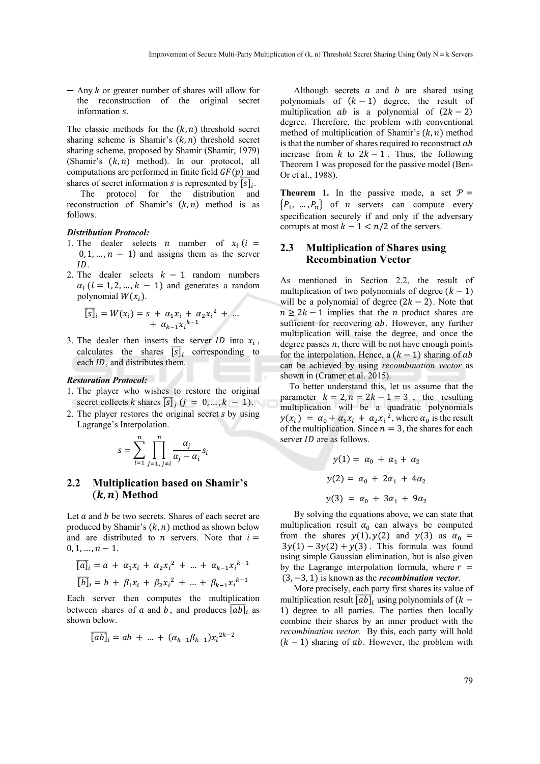─ Any $k$ or greater number of shares will allow for the reconstruction of the original secret information $s$.

The classic methods for the $(k, n)$ threshold secret sharing scheme is Shamir's $(k, n)$ threshold secret sharing scheme, proposed by Shamir (Shamir, 1979) (Shamir's $(k, n)$ method). In our protocol, all computations are performed in finite field $GF(p)$ and shares of secret information $s$ is represented by $\overline{[s]}_i$.

The protocol for the distribution and reconstruction of Shamir's $(k, n)$ method is as follows.

***Distribution Protocol:***

1. The dealer selects $n$ number of $x_i$ $(i = 0, 1, \ldots, n-1)$ and assigns them as the server $ID$.
2. The dealer selects $k-1$ random numbers $\alpha_l$ $(l = 1, 2, \ldots, k-1)$ and generates a random polynomial $W(x_i)$.
$$\overline{[s]}_i = W(x_i) = s + \alpha_1 x_i + \alpha_2 x_i^2 + \ldots + \alpha_{k-1} x_i^{k-1}$$
3. The dealer then inserts the server $ID$ into $x_i$, calculates the shares $\overline{[s]}_i$ corresponding to each $ID$, and distributes them.

***Restoration Protocol:***

1. The player who wishes to restore the original secret collects $k$ shares $\overline{[s]}_j$ $(j = 0, \ldots, k-1)$.
2. The player restores the original secret $s$ by using Lagrange's Interpolation.
$$s = \sum_{i=1}^{n} \prod_{j=1,\, j \neq i}^{n} \frac{\alpha_j}{\alpha_j - \alpha_i} s_i$$

### 2.2 Multiplication based on Shamir's $(k, n)$ Method

Let $a$ and $b$ be two secrets. Shares of each secret are produced by Shamir's $(k, n)$ method as shown below and are distributed to $n$ servers. Note that $i = 0, 1, \ldots, n-1$.

$$\overline{[a]}_i = a + \alpha_1 x_i + \alpha_2 x_i^2 + \ldots + \alpha_{k-1} x_i^{k-1}$$

$$\overline{[b]}_i = b + \beta_1 x_i + \beta_2 x_i^2 + \ldots + \beta_{k-1} x_i^{k-1}$$

Each server then computes the multiplication between shares of $a$ and $b$, and produces $\overline{[ab]}_i$ as shown below.

$$\overline{[ab]}_i = ab + \ldots + (\alpha_{k-1}\beta_{k-1}) x_i^{2k-2}$$

Although secrets $a$ and $b$ are shared using polynomials of $(k-1)$ degree, the result of multiplication $ab$ is a polynomial of $(2k-2)$ degree. Therefore, the problem with conventional method of multiplication of Shamir's $(k, n)$ method is that the number of shares required to reconstruct $ab$ increase from $k$ to $2k-1$. Thus, the following Theorem 1 was proposed for the passive model (Ben-Or et al., 1988).

**Theorem 1.** In the passive mode, a set $\mathcal{P} = \{P_1, \ldots, P_n\}$ of $n$ servers can compute every specification securely if and only if the adversary corrupts at most $k - 1 < n/2$ of the servers.

### 2.3 Multiplication of Shares using Recombination Vector

As mentioned in Section 2.2, the result of multiplication of two polynomials of degree $(k-1)$ will be a polynomial of degree $(2k-2)$. Note that $n \geq 2k-1$ implies that the $n$ product shares are sufficient for recovering $ab$. However, any further multiplication will raise the degree, and once the degree passes $n$, there will be not have enough points for the interpolation. Hence, a $(k-1)$ sharing of $ab$ can be achieved by using *recombination vector* as shown in (Cramer et al. 2015).

To better understand this, let us assume that the parameter $k = 2, n = 2k - 1 = 3$, the resulting multiplication will be a quadratic polynomials $y(x_i) = \alpha_0 + \alpha_1 x_i + \alpha_2 x_i^2$, where $\alpha_0$ is the result of the multiplication. Since $n = 3$, the shares for each server $ID$ are as follows.

$$y(1) = \alpha_0 + \alpha_1 + \alpha_2$$

$$y(2) = \alpha_0 + 2\alpha_1 + 4\alpha_2$$

$$y(3) = \alpha_0 + 3\alpha_1 + 9\alpha_2$$

By solving the equations above, we can state that multiplication result $\alpha_0$ can always be computed from the shares $y(1), y(2)$ and $y(3)$ as $\alpha_0 = 3y(1) - 3y(2) + y(3)$. This formula was found using simple Gaussian elimination, but is also given by the Lagrange interpolation formula, where $r = (3, -3, 1)$ is known as the ***recombination vector***.

More precisely, each party first shares its value of multiplication result $\overline{[ab]}_i$ using polynomials of $(k-1)$ degree to all parties. The parties then locally combine their shares by an inner product with the *recombination vector*. By this, each party will hold $(k-1)$ sharing of $ab$. However, the problem with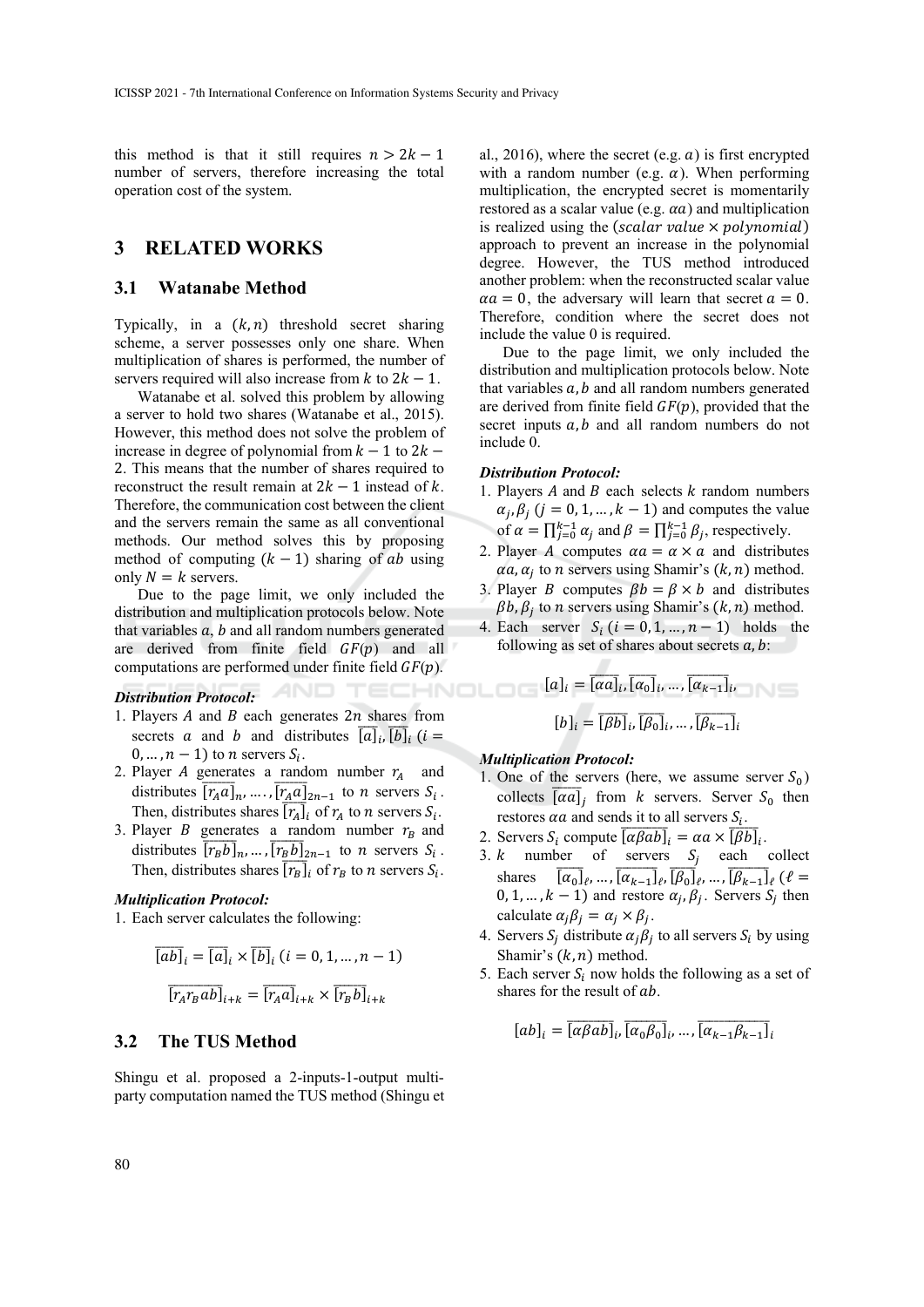this method is that it still requires $n > 2k - 1$ number of servers, therefore increasing the total operation cost of the system.

## 3 RELATED WORKS

### 3.1 Watanabe Method

Typically, in a $(k, n)$ threshold secret sharing scheme, a server possesses only one share. When multiplication of shares is performed, the number of servers required will also increase from $k$ to $2k - 1$.

Watanabe et al. solved this problem by allowing a server to hold two shares (Watanabe et al., 2015). However, this method does not solve the problem of increase in degree of polynomial from $k - 1$ to $2k - 2$. This means that the number of shares required to reconstruct the result remain at $2k - 1$ instead of $k$. Therefore, the communication cost between the client and the servers remain the same as all conventional methods. Our method solves this by proposing method of computing $(k - 1)$ sharing of $ab$ using only $N = k$ servers.

Due to the page limit, we only included the distribution and multiplication protocols below. Note that variables $a, b$ and all random numbers generated are derived from finite field $GF(p)$ and all computations are performed under finite field $GF(p)$.

***Distribution Protocol:***

1. Players $A$ and $B$ each generates $2n$ shares from secrets $a$ and $b$ and distributes $\overline{[a]}_i, \overline{[b]}_i$ $(i = 0, \dots, n - 1)$ to $n$ servers $S_i$.
2. Player $A$ generates a random number $r_A$ and distributes $\overline{[r_A a]}_n, \dots, \overline{[r_A a]}_{2n-1}$ to $n$ servers $S_i$. Then, distributes shares $\overline{[r_A]}_i$ of $r_A$ to $n$ servers $S_i$.
3. Player $B$ generates a random number $r_B$ and distributes $\overline{[r_B b]}_n, \dots, \overline{[r_B b]}_{2n-1}$ to $n$ servers $S_i$. Then, distributes shares $\overline{[r_B]}_i$ of $r_B$ to $n$ servers $S_i$.

***Multiplication Protocol:***

1. Each server calculates the following:

$$\overline{[ab]}_i = \overline{[a]}_i \times \overline{[b]}_i \ (i = 0, 1, \dots, n - 1)$$

$$\overline{[r_A r_B ab]}_{i+k} = \overline{[r_A a]}_{i+k} \times \overline{[r_B b]}_{i+k}$$

### 3.2 The TUS Method

Shingu et al. proposed a 2-inputs-1-output multi-party computation named the TUS method (Shingu et al., 2016), where the secret (e.g. $a$) is first encrypted with a random number (e.g. $\alpha$). When performing multiplication, the encrypted secret is momentarily restored as a scalar value (e.g. $\alpha a$) and multiplication is realized using the $(scalar\ value \times polynomial)$ approach to prevent an increase in the polynomial degree. However, the TUS method introduced another problem: when the reconstructed scalar value $\alpha a = 0$, the adversary will learn that secret $a = 0$. Therefore, condition where the secret does not include the value 0 is required.

Due to the page limit, we only included the distribution and multiplication protocols below. Note that variables $a, b$ and all random numbers generated are derived from finite field $GF(p)$, provided that the secret inputs $a, b$ and all random numbers do not include 0.

***Distribution Protocol:***

1. Players $A$ and $B$ each selects $k$ random numbers $\alpha_j, \beta_j$ $(j = 0, 1, \dots, k - 1)$ and computes the value of $\alpha = \prod_{j=0}^{k-1} \alpha_j$ and $\beta = \prod_{j=0}^{k-1} \beta_j$, respectively.
2. Player $A$ computes $\alpha a = \alpha \times a$ and distributes $\alpha a, \alpha_j$ to $n$ servers using Shamir's $(k, n)$ method.
3. Player $B$ computes $\beta b = \beta \times b$ and distributes $\beta b, \beta_j$ to $n$ servers using Shamir's $(k, n)$ method.
4. Each server $S_i$ $(i = 0, 1, \dots, n - 1)$ holds the following as set of shares about secrets $a, b$:

$$[a]_i = \overline{[\alpha a]}_i, \overline{[\alpha_0]}_i, \dots, \overline{[\alpha_{k-1}]}_i,$$

$$[b]_i = \overline{[\beta b]}_i, \overline{[\beta_0]}_i, \dots, \overline{[\beta_{k-1}]}_i$$

***Multiplication Protocol:***

1. One of the servers (here, we assume server $S_0$) collects $\overline{[\alpha a]}_j$ from $k$ servers. Server $S_0$ then restores $\alpha a$ and sends it to all servers $S_i$.
2. Servers $S_i$ compute $\overline{[\alpha\beta ab]}_i = \alpha a \times \overline{[\beta b]}_i$.
3. $k$ number of servers $S_j$ each collect shares $\overline{[\alpha_0]}_\ell, \dots, \overline{[\alpha_{k-1}]}_\ell, \overline{[\beta_0]}_\ell, \dots, \overline{[\beta_{k-1}]}_\ell$ $(\ell = 0, 1, \dots, k - 1)$ and restore $\alpha_j, \beta_j$. Servers $S_j$ then calculate $\alpha_j \beta_j = \alpha_j \times \beta_j$.
4. Servers $S_j$ distribute $\alpha_j \beta_j$ to all servers $S_i$ by using Shamir's $(k, n)$ method.
5. Each server $S_i$ now holds the following as a set of shares for the result of $ab$.

$$[ab]_i = \overline{[\alpha\beta ab]}_i, \overline{[\alpha_0 \beta_0]}_i, \dots, \overline{[\alpha_{k-1}\beta_{k-1}]}_i$$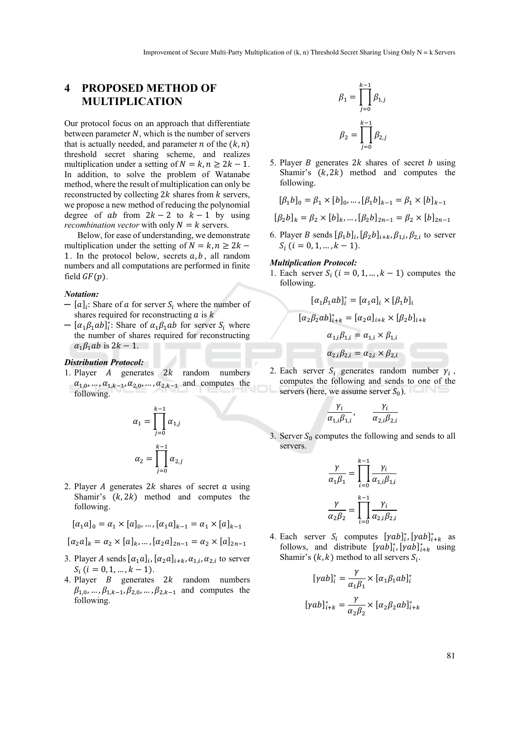## 4 PROPOSED METHOD OF MULTIPLICATION

Our protocol focus on an approach that differentiate between parameter $N$, which is the number of servers that is actually needed, and parameter $n$ of the $(k,n)$ threshold secret sharing scheme, and realizes multiplication under a setting of $N = k, n \geq 2k-1$. In addition, to solve the problem of Watanabe method, where the result of multiplication can only be reconstructed by collecting $2k$ shares from $k$ servers, we propose a new method of reducing the polynomial degree of $ab$ from $2k-2$ to $k-1$ by using *recombination vector* with only $N = k$ servers.

Below, for ease of understanding, we demonstrate multiplication under the setting of $N = k, n \geq 2k-1$. In the protocol below, secrets $a, b$, all random numbers and all computations are performed in finite field $GF(p)$.

***Notation:***

- $[a]_i$: Share of $a$ for server $S_i$ where the number of shares required for reconstructing $a$ is $k$
- $[\alpha_1\beta_1 ab]_i^*$: Share of $\alpha_1\beta_1 ab$ for server $S_i$ where the number of shares required for reconstructing $\alpha_1\beta_1 ab$ is $2k-1$.

***Distribution Protocol:***

1. Player $A$ generates $2k$ random numbers $\alpha_{1,0}, \dots, \alpha_{1,k-1}, \alpha_{2,0}, \dots, \alpha_{2,k-1}$ and computes the following.

$$\alpha_1 = \prod_{j=0}^{k-1} \alpha_{1,j}$$

$$\alpha_2 = \prod_{j=0}^{k-1} \alpha_{2,j}$$

2. Player $A$ generates $2k$ shares of secret $a$ using Shamir's $(k, 2k)$ method and computes the following.

$$[\alpha_1 a]_0 = \alpha_1 \times [a]_0, \dots, [\alpha_1 a]_{k-1} = \alpha_1 \times [a]_{k-1}$$

$$[\alpha_2 a]_k = \alpha_2 \times [a]_k, \dots, [\alpha_2 a]_{2n-1} = \alpha_2 \times [a]_{2n-1}$$

3. Player $A$ sends $[\alpha_1 a]_i, [\alpha_2 a]_{i+k}, \alpha_{1,i}, \alpha_{2,i}$ to server $S_i$ $(i = 0, 1, \dots, k-1)$.
4. Player $B$ generates $2k$ random numbers $\beta_{1,0}, \dots, \beta_{1,k-1}, \beta_{2,0}, \dots, \beta_{2,k-1}$ and computes the following.

$$\beta_1 = \prod_{j=0}^{k-1} \beta_{1,j}$$

$$\beta_2 = \prod_{j=0}^{k-1} \beta_{2,j}$$

5. Player $B$ generates $2k$ shares of secret $b$ using Shamir's $(k, 2k)$ method and computes the following.

$$[\beta_1 b]_0 = \beta_1 \times [b]_0, \dots, [\beta_1 b]_{k-1} = \beta_1 \times [b]_{k-1}$$

$$[\beta_2 b]_k = \beta_2 \times [b]_k, \dots, [\beta_2 b]_{2n-1} = \beta_2 \times [b]_{2n-1}$$

6. Player $B$ sends $[\beta_1 b]_i, [\beta_2 b]_{i+k}, \beta_{1,i}, \beta_{2,i}$ to server $S_i$ $(i = 0, 1, \dots, k-1)$.

***Multiplication Protocol:***

1. Each server $S_i$ $(i = 0, 1, \dots, k-1)$ computes the following.

$$[\alpha_1\beta_1 ab]_i^* = [\alpha_1 a]_i \times [\beta_1 b]_i$$

$$[\alpha_2\beta_2 ab]_{i+k}^* = [\alpha_2 a]_{i+k} \times [\beta_2 b]_{i+k}$$

$$\alpha_{1,i}\beta_{1,i} = \alpha_{1,i} \times \beta_{1,i}$$

$$\alpha_{2,i}\beta_{2,i} = \alpha_{2,i} \times \beta_{2,i}$$

2. Each server $S_i$ generates random number $\gamma_i$, computes the following and sends to one of the servers (here, we assume server $S_0$).

$$\frac{\gamma_i}{\alpha_{1,i}\beta_{1,i}}, \qquad \frac{\gamma_i}{\alpha_{2,i}\beta_{2,i}}$$

3. Server $S_0$ computes the following and sends to all servers.

$$\frac{\gamma}{\alpha_1\beta_1} = \prod_{i=0}^{k-1} \frac{\gamma_i}{\alpha_{1,i}\beta_{1,i}}$$

$$\frac{\gamma}{\alpha_2\beta_2} = \prod_{i=0}^{k-1} \frac{\gamma_i}{\alpha_{2,i}\beta_{2,i}}$$

4. Each server $S_i$ computes $[\gamma ab]_i^*, [\gamma ab]_{i+k}^*$ as follows, and distribute $[\gamma ab]_i^*, [\gamma ab]_{i+k}^*$ using Shamir's $(k,k)$ method to all servers $S_i$.

$$[\gamma ab]_i^* = \frac{\gamma}{\alpha_1\beta_1} \times [\alpha_1\beta_1 ab]_i^*$$

$$[\gamma ab]_{i+k}^* = \frac{\gamma}{\alpha_2\beta_2} \times [\alpha_2\beta_2 ab]_{i+k}^*$$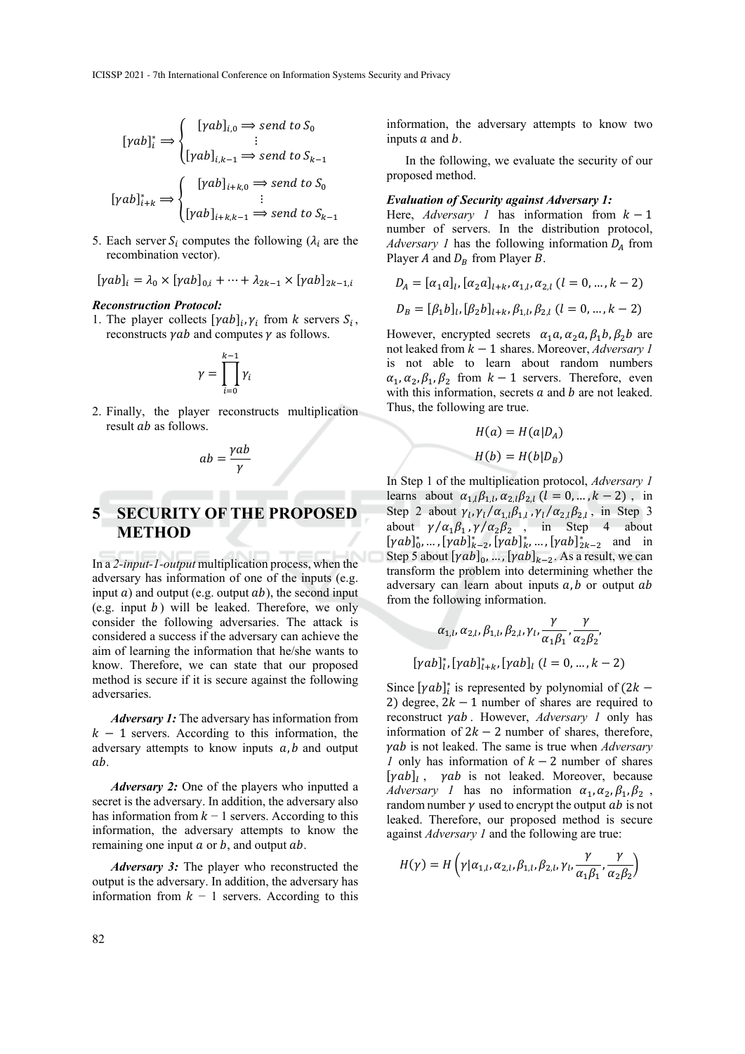$$[\gamma ab]_i^* \Longrightarrow \begin{cases} [\gamma ab]_{i,0} \Longrightarrow send\ to\ S_0 \\ \vdots \\ [\gamma ab]_{i,k-1} \Longrightarrow send\ to\ S_{k-1} \end{cases}$$

$$[\gamma ab]_{i+k}^* \Longrightarrow \begin{cases} [\gamma ab]_{i+k,0} \Longrightarrow send\ to\ S_0 \\ \vdots \\ [\gamma ab]_{i+k,k-1} \Longrightarrow send\ to\ S_{k-1} \end{cases}$$

5. Each server $S_i$ computes the following ($\lambda_i$ are the recombination vector).

$$[\gamma ab]_i = \lambda_0 \times [\gamma ab]_{0,i} + \cdots + \lambda_{2k-1} \times [\gamma ab]_{2k-1,i}$$

***Reconstruction Protocol:***

1. The player collects $[\gamma ab]_i, \gamma_i$ from $k$ servers $S_i$, reconstructs $\gamma ab$ and computes $\gamma$ as follows.

$$\gamma = \prod_{i=0}^{k-1} \gamma_i$$

2. Finally, the player reconstructs multiplication result $ab$ as follows.

$$ab = \frac{\gamma ab}{\gamma}$$

## 5 SECURITY OF THE PROPOSED METHOD

In a *2-input-1-output* multiplication process, when the adversary has information of one of the inputs (e.g. input $a$) and output (e.g. output $ab$), the second input (e.g. input $b$) will be leaked. Therefore, we only consider the following adversaries. The attack is considered a success if the adversary can achieve the aim of learning the information that he/she wants to know. Therefore, we can state that our proposed method is secure if it is secure against the following adversaries.

***Adversary 1:*** The adversary has information from $k-1$ servers. According to this information, the adversary attempts to know inputs $a, b$ and output $ab$.

***Adversary 2:*** One of the players who inputted a secret is the adversary. In addition, the adversary also has information from $k-1$ servers. According to this information, the adversary attempts to know the remaining one input $a$ or $b$, and output $ab$.

***Adversary 3:*** The player who reconstructed the output is the adversary. In addition, the adversary has information from $k-1$ servers. According to this information, the adversary attempts to know two inputs $a$ and $b$.

In the following, we evaluate the security of our proposed method.

***Evaluation of Security against Adversary 1:***
Here, *Adversary 1* has information from $k-1$ number of servers. In the distribution protocol, *Adversary 1* has the following information $D_A$ from Player $A$ and $D_B$ from Player $B$.

$$D_A = [\alpha_1 a]_l, [\alpha_2 a]_{l+k}, \alpha_{1,l}, \alpha_{2,l}\ (l = 0, \ldots, k-2)$$

$$D_B = [\beta_1 b]_l, [\beta_2 b]_{l+k}, \beta_{1,l}, \beta_{2,l}\ (l = 0, \ldots, k-2)$$

However, encrypted secrets $\alpha_1 a, \alpha_2 a, \beta_1 b, \beta_2 b$ are not leaked from $k-1$ shares. Moreover, *Adversary 1* is not able to learn about random numbers $\alpha_1, \alpha_2, \beta_1, \beta_2$ from $k-1$ servers. Therefore, even with this information, secrets $a$ and $b$ are not leaked. Thus, the following are true.

$$H(a) = H(a|D_A)$$

$$H(b) = H(b|D_B)$$

In Step 1 of the multiplication protocol, *Adversary 1* learns about $\alpha_{1,l}\beta_{1,l}, \alpha_{2,l}\beta_{2,l}\ (l = 0, \ldots, k-2)$, in Step 2 about $\gamma_l, \gamma_l/\alpha_{1,l}\beta_{1,l}, \gamma_l/\alpha_{2,l}\beta_{2,l}$, in Step 3 about $\gamma/\alpha_1\beta_1, \gamma/\alpha_2\beta_2$, in Step 4 about $[\gamma ab]_0^*, \ldots, [\gamma ab]_{k-2}^*, [\gamma ab]_k^*, \ldots, [\gamma ab]_{2k-2}^*$ and in Step 5 about $[\gamma ab]_0, \ldots, [\gamma ab]_{k-2}$. As a result, we can transform the problem into determining whether the adversary can learn about inputs $a, b$ or output $ab$ from the following information.

$$\alpha_{1,l}, \alpha_{2,l}, \beta_{1,l}, \beta_{2,l}, \gamma_l, \frac{\gamma}{\alpha_1\beta_1}, \frac{\gamma}{\alpha_2\beta_2},$$

$$[\gamma ab]_l^*, [\gamma ab]_{l+k}^*, [\gamma ab]_l\ (l = 0, \ldots, k-2)$$

Since $[\gamma ab]_i^*$ is represented by polynomial of $(2k-2)$ degree, $2k-1$ number of shares are required to reconstruct $\gamma ab$. However, *Adversary 1* only has information of $2k-2$ number of shares, therefore, $\gamma ab$ is not leaked. The same is true when *Adversary 1* only has information of $k-2$ number of shares $[\gamma ab]_l$, $\gamma ab$ is not leaked. Moreover, because *Adversary 1* has no information $\alpha_1, \alpha_2, \beta_1, \beta_2$, random number $\gamma$ used to encrypt the output $ab$ is not leaked. Therefore, our proposed method is secure against *Adversary 1* and the following are true:

$$H(\gamma) = H\left(\gamma | \alpha_{1,l}, \alpha_{2,l}, \beta_{1,l}, \beta_{2,l}, \gamma_l, \frac{\gamma}{\alpha_1\beta_1}, \frac{\gamma}{\alpha_2\beta_2}\right)$$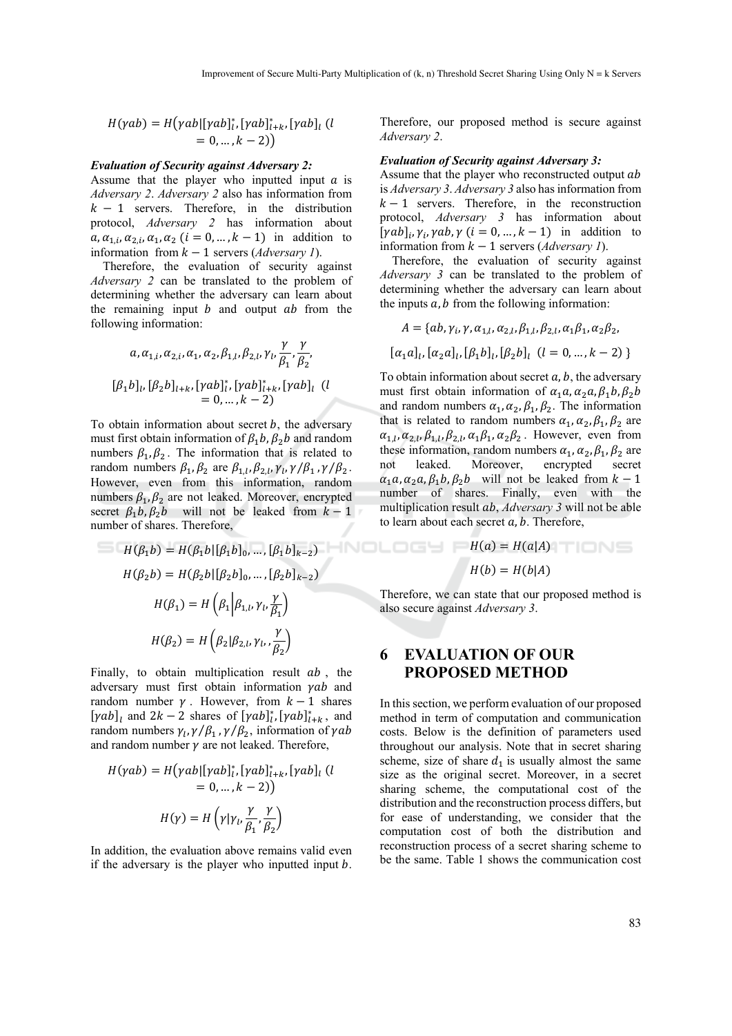$$H(\gamma ab) = H\big(\gamma ab | [\gamma ab]_l^*, [\gamma ab]_{l+k}^*, [\gamma ab]_l \ (l = 0, \dots, k-2)\big)$$

***Evaluation of Security against Adversary 2:***

Assume that the player who inputted input $a$ is *Adversary 2*. *Adversary 2* also has information from $k-1$ servers. Therefore, in the distribution protocol, *Adversary 2* has information about $a, \alpha_{1,i}, \alpha_{2,i}, \alpha_1, \alpha_2$ $(i = 0, \dots, k-1)$ in addition to information from $k-1$ servers (*Adversary 1*).

Therefore, the evaluation of security against *Adversary 2* can be translated to the problem of determining whether the adversary can learn about the remaining input $b$ and output $ab$ from the following information:

$$a, \alpha_{1,i}, \alpha_{2,i}, \alpha_1, \alpha_2, \beta_{1,l}, \beta_{2,l}, \gamma_l, \frac{\gamma}{\beta_1}, \frac{\gamma}{\beta_2},$$

$$[\beta_1 b]_l, [\beta_2 b]_{l+k}, [\gamma ab]_l^*, [\gamma ab]_{l+k}^*, [\gamma ab]_l \ \ (l = 0, \dots, k-2)$$

To obtain information about secret $b$, the adversary must first obtain information of $\beta_1 b, \beta_2 b$ and random numbers $\beta_1, \beta_2$. The information that is related to random numbers $\beta_1, \beta_2$ are $\beta_{1,l}, \beta_{2,l}, \gamma_l, \gamma/\beta_1, \gamma/\beta_2$. However, even from this information, random numbers $\beta_1, \beta_2$ are not leaked. Moreover, encrypted secret $\beta_1 b, \beta_2 b$ will not be leaked from $k-1$ number of shares. Therefore,

$$H(\beta_1 b) = H(\beta_1 b | [\beta_1 b]_0, \dots, [\beta_1 b]_{k-2})$$

$$H(\beta_2 b) = H(\beta_2 b | [\beta_2 b]_0, \dots, [\beta_2 b]_{k-2})$$

$$H(\beta_1) = H\left(\beta_1 \middle| \beta_{1,l}, \gamma_l, \frac{\gamma}{\beta_1}\right)$$

$$H(\beta_2) = H\left(\beta_2 | \beta_{2,l}, \gamma_l, \frac{\gamma}{\beta_2}\right)$$

Finally, to obtain multiplication result $ab$, the adversary must first obtain information $\gamma ab$ and random number $\gamma$. However, from $k-1$ shares $[\gamma ab]_l$ and $2k-2$ shares of $[\gamma ab]_l^*, [\gamma ab]_{l+k}^*$, and random numbers $\gamma_l, \gamma/\beta_1, \gamma/\beta_2$, information of $\gamma ab$ and random number $\gamma$ are not leaked. Therefore,

$$H(\gamma ab) = H\big(\gamma ab | [\gamma ab]_l^*, [\gamma ab]_{l+k}^*, [\gamma ab]_l \ (l = 0, \dots, k-2)\big)$$

$$H(\gamma) = H\left(\gamma | \gamma_l, \frac{\gamma}{\beta_1}, \frac{\gamma}{\beta_2}\right)$$

In addition, the evaluation above remains valid even if the adversary is the player who inputted input $b$. Therefore, our proposed method is secure against *Adversary 2*.

***Evaluation of Security against Adversary 3:***

Assume that the player who reconstructed output $ab$ is *Adversary 3*. *Adversary 3* also has information from $k-1$ servers. Therefore, in the reconstruction protocol, *Adversary 3* has information about $[\gamma ab]_i, \gamma_i, \gamma ab, \gamma$ $(i = 0, \dots, k-1)$ in addition to information from $k-1$ servers (*Adversary 1*).

Therefore, the evaluation of security against *Adversary 3* can be translated to the problem of determining whether the adversary can learn about the inputs $a, b$ from the following information:

$$A = \{ab, \gamma_i, \gamma, \alpha_{1,l}, \alpha_{2,l}, \beta_{1,l}, \beta_{2,l}, \alpha_1\beta_1, \alpha_2\beta_2,$$

$$[\alpha_1 a]_l, [\alpha_2 a]_l, [\beta_1 b]_l, [\beta_2 b]_l \ \ (l = 0, \dots, k-2)\}$$

To obtain information about secret $a, b$, the adversary must first obtain information of $\alpha_1 a, \alpha_2 a, \beta_1 b, \beta_2 b$ and random numbers $\alpha_1, \alpha_2, \beta_1, \beta_2$. The information that is related to random numbers $\alpha_1, \alpha_2, \beta_1, \beta_2$ are $\alpha_{1,l}, \alpha_{2,l}, \beta_{1,l}, \beta_{2,l}, \alpha_1\beta_1, \alpha_2\beta_2$. However, even from these information, random numbers $\alpha_1, \alpha_2, \beta_1, \beta_2$ are not leaked. Moreover, encrypted secret $\alpha_1 a, \alpha_2 a, \beta_1 b, \beta_2 b$ will not be leaked from $k-1$ number of shares. Finally, even with the multiplication result $ab$, *Adversary 3* will not be able to learn about each secret $a, b$. Therefore,

$$H(a) = H(a|A)$$

$$H(b) = H(b|A)$$

Therefore, we can state that our proposed method is also secure against *Adversary 3*.

## 6 EVALUATION OF OUR PROPOSED METHOD

In this section, we perform evaluation of our proposed method in term of computation and communication costs. Below is the definition of parameters used throughout our analysis. Note that in secret sharing scheme, size of share $d_1$ is usually almost the same size as the original secret. Moreover, in a secret sharing scheme, the computational cost of the distribution and the reconstruction process differs, but for ease of understanding, we consider that the computation cost of both the distribution and reconstruction process of a secret sharing scheme to be the same. Table 1 shows the communication cost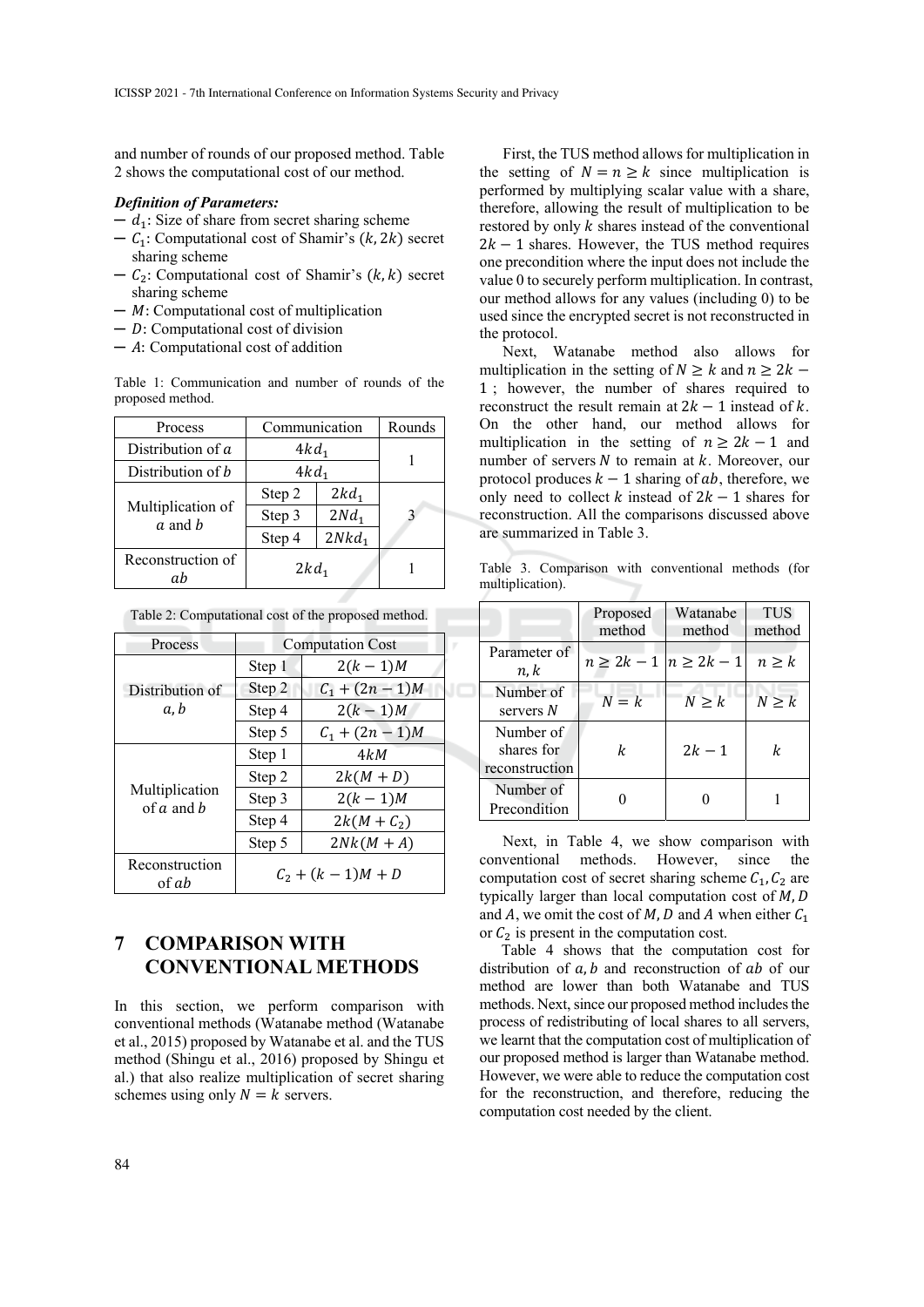and number of rounds of our proposed method. Table 2 shows the computational cost of our method.

***Definition of Parameters:***

- $d_1$: Size of share from secret sharing scheme
- $C_1$: Computational cost of Shamir's $(k, 2k)$ secret sharing scheme
- $C_2$: Computational cost of Shamir's $(k, k)$ secret sharing scheme
- $M$: Computational cost of multiplication
- $D$: Computational cost of division
- $A$: Computational cost of addition

Table 1: Communication and number of rounds of the proposed method.

| Process | Communication | | Rounds |
|---|---|---|---|
| Distribution of $a$ | $4kd_1$ | | 1 |
| Distribution of $b$ | $4kd_1$ | | |
| Multiplication of $a$ and $b$ | Step 2 | $2kd_1$ | 3 |
| | Step 3 | $2Nd_1$ | |
| | Step 4 | $2Nkd_1$ | |
| Reconstruction of $ab$ | $2kd_1$ | | 1 |

Table 2: Computational cost of the proposed method.

| Process | Computation Cost | |
|---|---|---|
| Distribution of $a, b$ | Step 1 | $2(k-1)M$ |
| | Step 2 | $C_1 + (2n-1)M$ |
| | Step 4 | $2(k-1)M$ |
| | Step 5 | $C_1 + (2n-1)M$ |
| Multiplication of $a$ and $b$ | Step 1 | $4kM$ |
| | Step 2 | $2k(M+D)$ |
| | Step 3 | $2(k-1)M$ |
| | Step 4 | $2k(M+C_2)$ |
| | Step 5 | $2Nk(M+A)$ |
| Reconstruction of $ab$ | $C_2 + (k-1)M + D$ | |

# 7 COMPARISON WITH CONVENTIONAL METHODS

In this section, we perform comparison with conventional methods (Watanabe method (Watanabe et al., 2015) proposed by Watanabe et al. and the TUS method (Shingu et al., 2016) proposed by Shingu et al.) that also realize multiplication of secret sharing schemes using only $N = k$ servers.

First, the TUS method allows for multiplication in the setting of $N = n \geq k$ since multiplication is performed by multiplying scalar value with a share, therefore, allowing the result of multiplication to be restored by only $k$ shares instead of the conventional $2k - 1$ shares. However, the TUS method requires one precondition where the input does not include the value 0 to securely perform multiplication. In contrast, our method allows for any values (including 0) to be used since the encrypted secret is not reconstructed in the protocol.

Next, Watanabe method also allows for multiplication in the setting of $N \geq k$ and $n \geq 2k - 1$; however, the number of shares required to reconstruct the result remain at $2k - 1$ instead of $k$. On the other hand, our method allows for multiplication in the setting of $n \geq 2k - 1$ and number of servers $N$ to remain at $k$. Moreover, our protocol produces $k - 1$ sharing of $ab$, therefore, we only need to collect $k$ instead of $2k - 1$ shares for reconstruction. All the comparisons discussed above are summarized in Table 3.

Table 3. Comparison with conventional methods (for multiplication).

| | Proposed method | Watanabe method | TUS method |
|---|---|---|---|
| Parameter of $n, k$ | $n \geq 2k - 1$ | $n \geq 2k - 1$ | $n \geq k$ |
| Number of servers $N$ | $N = k$ | $N \geq k$ | $N \geq k$ |
| Number of shares for reconstruction | $k$ | $2k - 1$ | $k$ |
| Number of Precondition | 0 | 0 | 1 |

Next, in Table 4, we show comparison with conventional methods. However, since the computation cost of secret sharing scheme $C_1, C_2$ are typically larger than local computation cost of $M, D$ and $A$, we omit the cost of $M, D$ and $A$ when either $C_1$ or $C_2$ is present in the computation cost.

Table 4 shows that the computation cost for distribution of $a, b$ and reconstruction of $ab$ of our method are lower than both Watanabe and TUS methods. Next, since our proposed method includes the process of redistributing of local shares to all servers, we learnt that the computation cost of multiplication of our proposed method is larger than Watanabe method. However, we were able to reduce the computation cost for the reconstruction, and therefore, reducing the computation cost needed by the client.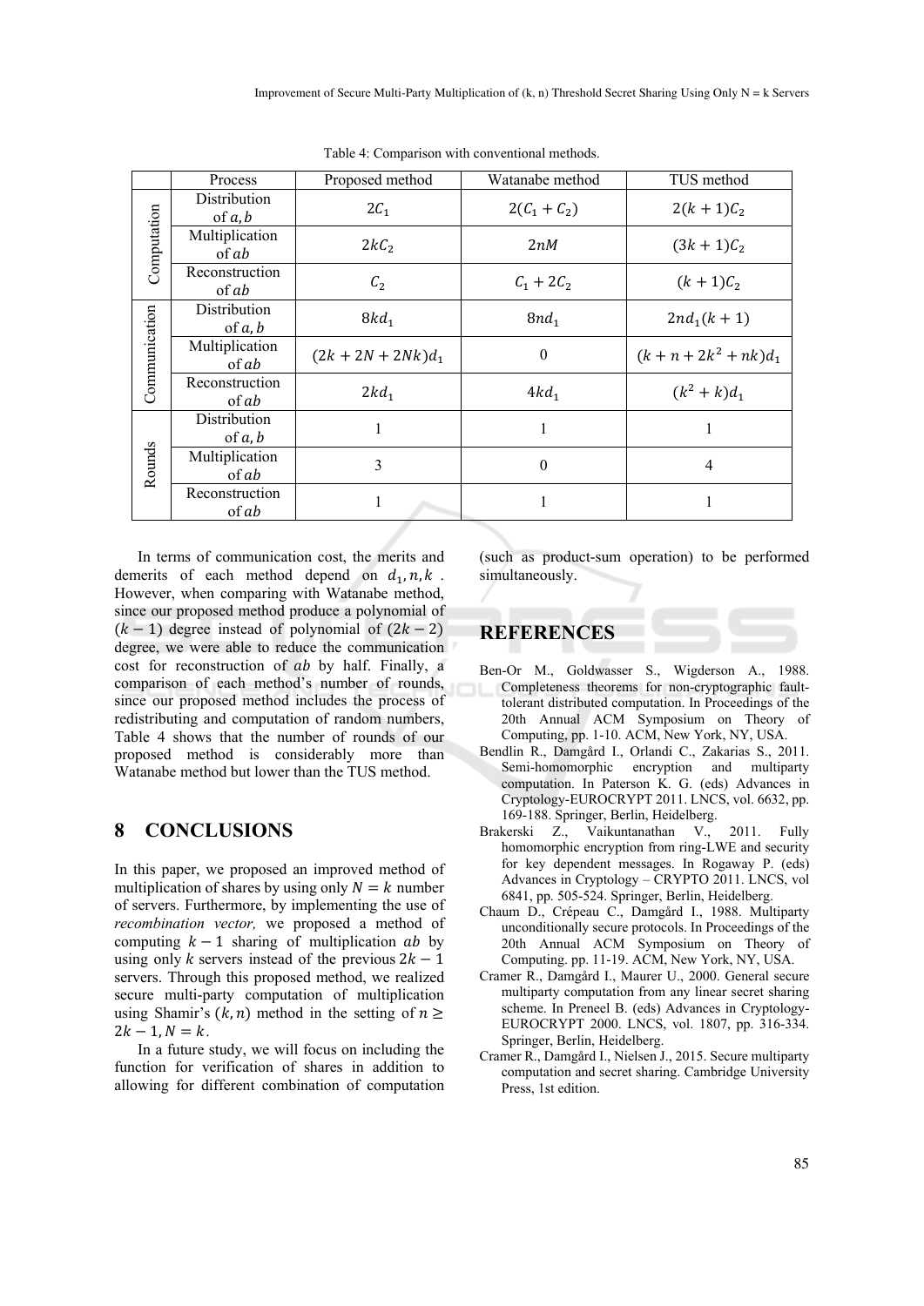Table 4: Comparison with conventional methods.

| | Process | Proposed method | Watanabe method | TUS method |
|---|---|---|---|---|
| Computation | Distribution of $a, b$ | $2C_1$ | $2(C_1 + C_2)$ | $2(k+1)C_2$ |
| | Multiplication of $ab$ | $2kC_2$ | $2nM$ | $(3k+1)C_2$ |
| | Reconstruction of $ab$ | $C_2$ | $C_1 + 2C_2$ | $(k+1)C_2$ |
| Communication | Distribution of $a, b$ | $8kd_1$ | $8nd_1$ | $2nd_1(k+1)$ |
| | Multiplication of $ab$ | $(2k + 2N + 2Nk)d_1$ | 0 | $(k + n + 2k^2 + nk)d_1$ |
| | Reconstruction of $ab$ | $2kd_1$ | $4kd_1$ | $(k^2 + k)d_1$ |
| Rounds | Distribution of $a, b$ | 1 | 1 | 1 |
| | Multiplication of $ab$ | 3 | 0 | 4 |
| | Reconstruction of $ab$ | 1 | 1 | 1 |

In terms of communication cost, the merits and demerits of each method depend on $d_1, n, k$. However, when comparing with Watanabe method, since our proposed method produce a polynomial of $(k-1)$ degree instead of polynomial of $(2k-2)$ degree, we were able to reduce the communication cost for reconstruction of $ab$ by half. Finally, a comparison of each method's number of rounds, since our proposed method includes the process of redistributing and computation of random numbers, Table 4 shows that the number of rounds of our proposed method is considerably more than Watanabe method but lower than the TUS method.

## 8 CONCLUSIONS

In this paper, we proposed an improved method of multiplication of shares by using only $N = k$ number of servers. Furthermore, by implementing the use of *recombination vector,* we proposed a method of computing $k-1$ sharing of multiplication $ab$ by using only $k$ servers instead of the previous $2k-1$ servers. Through this proposed method, we realized secure multi-party computation of multiplication using Shamir's $(k, n)$ method in the setting of $n \geq 2k-1, N = k$.

In a future study, we will focus on including the function for verification of shares in addition to allowing for different combination of computation (such as product-sum operation) to be performed simultaneously.

## REFERENCES

Ben-Or M., Goldwasser S., Wigderson A., 1988. Completeness theorems for non-cryptographic fault-tolerant distributed computation. In Proceedings of the 20th Annual ACM Symposium on Theory of Computing, pp. 1-10. ACM, New York, NY, USA.

Bendlin R., Damgård I., Orlandi C., Zakarias S., 2011. Semi-homomorphic encryption and multiparty computation. In Paterson K. G. (eds) Advances in Cryptology-EUROCRYPT 2011. LNCS, vol. 6632, pp. 169-188. Springer, Berlin, Heidelberg.

Brakerski Z., Vaikuntanathan V., 2011. Fully homomorphic encryption from ring-LWE and security for key dependent messages. In Rogaway P. (eds) Advances in Cryptology – CRYPTO 2011. LNCS, vol 6841, pp. 505-524. Springer, Berlin, Heidelberg.

Chaum D., Crépeau C., Damgård I., 1988. Multiparty unconditionally secure protocols. In Proceedings of the 20th Annual ACM Symposium on Theory of Computing. pp. 11-19. ACM, New York, NY, USA.

Cramer R., Damgård I., Maurer U., 2000. General secure multiparty computation from any linear secret sharing scheme. In Preneel B. (eds) Advances in Cryptology-EUROCRYPT 2000. LNCS, vol. 1807, pp. 316-334. Springer, Berlin, Heidelberg.

Cramer R., Damgård I., Nielsen J., 2015. Secure multiparty computation and secret sharing. Cambridge University Press, 1st edition.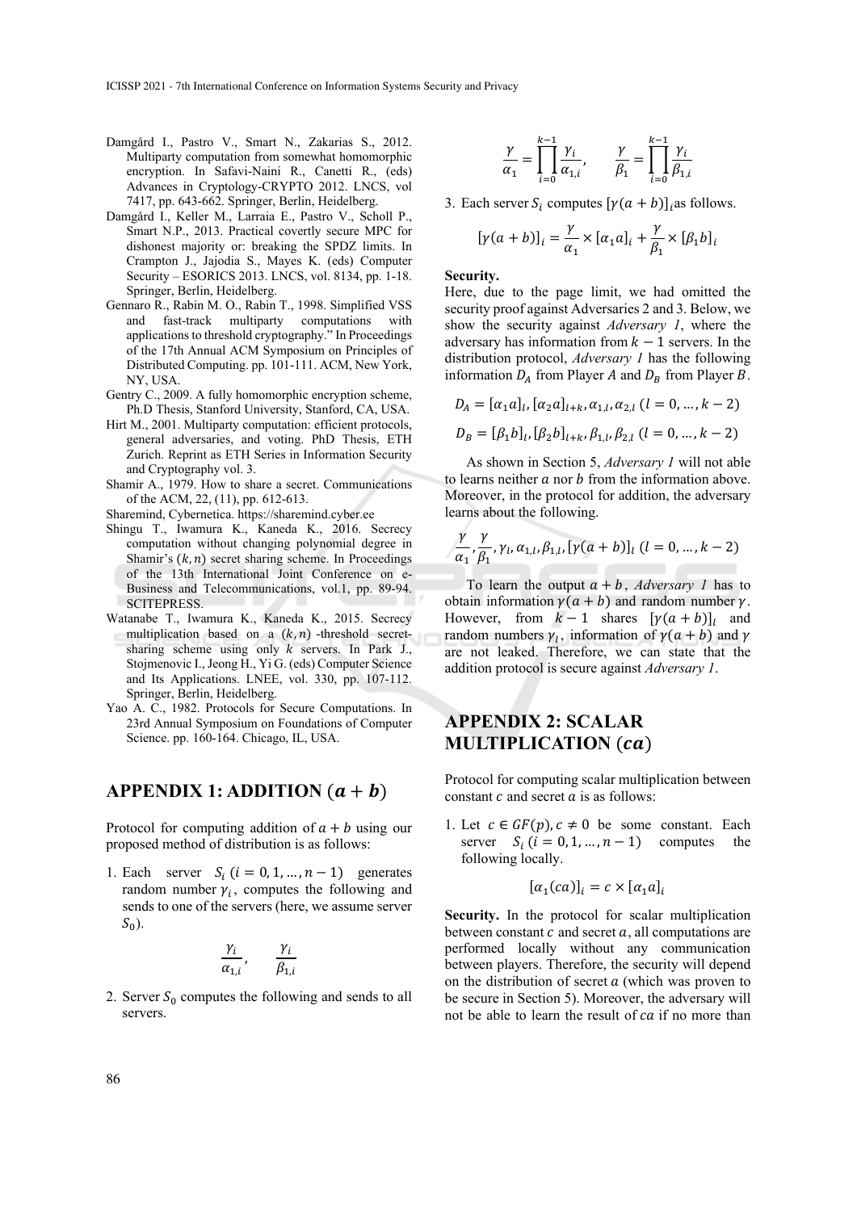Damgård I., Pastro V., Smart N., Zakarias S., 2012. Multiparty computation from somewhat homomorphic encryption. In Safavi-Naini R., Canetti R., (eds) Advances in Cryptology-CRYPTO 2012. LNCS, vol 7417, pp. 643-662. Springer, Berlin, Heidelberg.

Damgård I., Keller M., Larraia E., Pastro V., Scholl P., Smart N.P., 2013. Practical covertly secure MPC for dishonest majority or: breaking the SPDZ limits. In Crampton J., Jajodia S., Mayes K. (eds) Computer Security – ESORICS 2013. LNCS, vol. 8134, pp. 1-18. Springer, Berlin, Heidelberg.

Gennaro R., Rabin M. O., Rabin T., 1998. Simplified VSS and fast-track multiparty computations with applications to threshold cryptography." In Proceedings of the 17th Annual ACM Symposium on Principles of Distributed Computing. pp. 101-111. ACM, New York, NY, USA.

Gentry C., 2009. A fully homomorphic encryption scheme, Ph.D Thesis, Stanford University, Stanford, CA, USA.

Hirt M., 2001. Multiparty computation: efficient protocols, general adversaries, and voting. PhD Thesis, ETH Zurich. Reprint as ETH Series in Information Security and Cryptography vol. 3.

Shamir A., 1979. How to share a secret. Communications of the ACM, 22, (11), pp. 612-613.

Sharemind, Cybernetica. https://sharemind.cyber.ee

Shingu T., Iwamura K., Kaneda K., 2016. Secrecy computation without changing polynomial degree in Shamir's $(k, n)$ secret sharing scheme. In Proceedings of the 13th International Joint Conference on e-Business and Telecommunications, vol.1, pp. 89-94. SCITEPRESS.

Watanabe T., Iwamura K., Kaneda K., 2015. Secrecy multiplication based on a $(k, n)$ -threshold secret-sharing scheme using only $k$ servers. In Park J., Stojmenovic I., Jeong H., Yi G. (eds) Computer Science and Its Applications. LNEE, vol. 330, pp. 107-112. Springer, Berlin, Heidelberg.

Yao A. C., 1982. Protocols for Secure Computations. In 23rd Annual Symposium on Foundations of Computer Science. pp. 160-164. Chicago, IL, USA.

## APPENDIX 1: ADDITION $(a + b)$

Protocol for computing addition of $a + b$ using our proposed method of distribution is as follows:

1. Each server $S_i$ $(i = 0, 1, \ldots, n - 1)$ generates random number $\gamma_i$, computes the following and sends to one of the servers (here, we assume server $S_0$).

$$\frac{\gamma_i}{\alpha_{1,i}}, \quad \frac{\gamma_i}{\beta_{1,i}}$$

2. Server $S_0$ computes the following and sends to all servers.

$$\frac{\gamma}{\alpha_1} = \prod_{i=0}^{k-1} \frac{\gamma_i}{\alpha_{1,i}}, \quad \frac{\gamma}{\beta_1} = \prod_{i=0}^{k-1} \frac{\gamma_i}{\beta_{1,i}}$$

3. Each server $S_i$ computes $[\gamma(a + b)]_i$ as follows.

$$[\gamma(a + b)]_i = \frac{\gamma}{\alpha_1} \times [\alpha_1 a]_i + \frac{\gamma}{\beta_1} \times [\beta_1 b]_i$$

**Security.**
Here, due to the page limit, we had omitted the security proof against Adversaries 2 and 3. Below, we show the security against *Adversary 1*, where the adversary has information from $k - 1$ servers. In the distribution protocol, *Adversary 1* has the following information $D_A$ from Player $A$ and $D_B$ from Player $B$.

$$D_A = [\alpha_1 a]_l, [\alpha_2 a]_{l+k}, \alpha_{1,l}, \alpha_{2,l} \ (l = 0, \ldots, k - 2)$$

$$D_B = [\beta_1 b]_l, [\beta_2 b]_{l+k}, \beta_{1,l}, \beta_{2,l} \ (l = 0, \ldots, k - 2)$$

As shown in Section 5, *Adversary 1* will not able to learns neither $a$ nor $b$ from the information above. Moreover, in the protocol for addition, the adversary learns about the following.

$$\frac{\gamma}{\alpha_1}, \frac{\gamma}{\beta_1}, \gamma_l, \alpha_{1,l}, \beta_{1,l}, [\gamma(a + b)]_l \ (l = 0, \ldots, k - 2)$$

To learn the output $a + b$, *Adversary 1* has to obtain information $\gamma(a + b)$ and random number $\gamma$. However, from $k - 1$ shares $[\gamma(a + b)]_l$ and random numbers $\gamma_l$, information of $\gamma(a + b)$ and $\gamma$ are not leaked. Therefore, we can state that the addition protocol is secure against *Adversary 1*.

## APPENDIX 2: SCALAR MULTIPLICATION $(ca)$

Protocol for computing scalar multiplication between constant $c$ and secret $a$ is as follows:

1. Let $c \in GF(p), c \neq 0$ be some constant. Each server $S_i$ $(i = 0, 1, \ldots, n - 1)$ computes the following locally.

$$[\alpha_1(ca)]_i = c \times [\alpha_1 a]_i$$

**Security.** In the protocol for scalar multiplication between constant $c$ and secret $a$, all computations are performed locally without any communication between players. Therefore, the security will depend on the distribution of secret $a$ (which was proven to be secure in Section 5). Moreover, the adversary will not be able to learn the result of $ca$ if no more than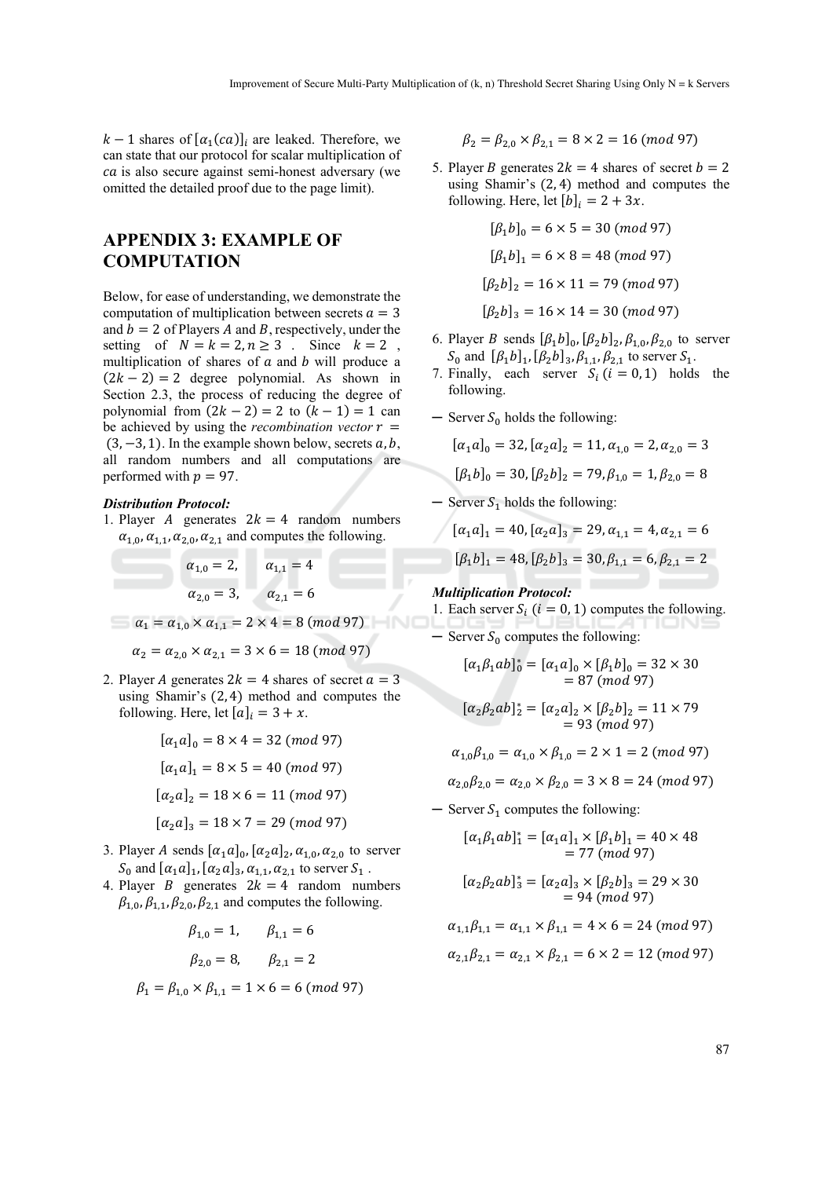$k-1$ shares of $[\alpha_1(ca)]_i$ are leaked. Therefore, we can state that our protocol for scalar multiplication of $ca$ is also secure against semi-honest adversary (we omitted the detailed proof due to the page limit).

## APPENDIX 3: EXAMPLE OF COMPUTATION

Below, for ease of understanding, we demonstrate the computation of multiplication between secrets $a = 3$ and $b = 2$ of Players $A$ and $B$, respectively, under the setting of $N = k = 2, n \geq 3$. Since $k = 2$, multiplication of shares of $a$ and $b$ will produce a $(2k-2) = 2$ degree polynomial. As shown in Section 2.3, the process of reducing the degree of polynomial from $(2k-2) = 2$ to $(k-1) = 1$ can be achieved by using the *recombination vector* $r = (3, -3, 1)$. In the example shown below, secrets $a, b$, all random numbers and all computations are performed with $p = 97$.

***Distribution Protocol:***

1. Player $A$ generates $2k = 4$ random numbers $\alpha_{1,0}, \alpha_{1,1}, \alpha_{2,0}, \alpha_{2,1}$ and computes the following.

$$\alpha_{1,0} = 2, \qquad \alpha_{1,1} = 4$$

$$\alpha_{2,0} = 3, \qquad \alpha_{2,1} = 6$$

$$\alpha_1 = \alpha_{1,0} \times \alpha_{1,1} = 2 \times 4 = 8 \ (mod\ 97)$$

$$\alpha_2 = \alpha_{2,0} \times \alpha_{2,1} = 3 \times 6 = 18 \ (mod\ 97)$$

2. Player $A$ generates $2k = 4$ shares of secret $a = 3$ using Shamir's $(2, 4)$ method and computes the following. Here, let $[a]_i = 3 + x$.

$$[\alpha_1 a]_0 = 8 \times 4 = 32 \ (mod\ 97)$$

$$[\alpha_1 a]_1 = 8 \times 5 = 40 \ (mod\ 97)$$

$$[\alpha_2 a]_2 = 18 \times 6 = 11 \ (mod\ 97)$$

$$[\alpha_2 a]_3 = 18 \times 7 = 29 \ (mod\ 97)$$

3. Player $A$ sends $[\alpha_1 a]_0, [\alpha_2 a]_2, \alpha_{1,0}, \alpha_{2,0}$ to server $S_0$ and $[\alpha_1 a]_1, [\alpha_2 a]_3, \alpha_{1,1}, \alpha_{2,1}$ to server $S_1$.
4. Player $B$ generates $2k = 4$ random numbers $\beta_{1,0}, \beta_{1,1}, \beta_{2,0}, \beta_{2,1}$ and computes the following.

$$\beta_{1,0} = 1, \qquad \beta_{1,1} = 6$$

$$\beta_{2,0} = 8, \qquad \beta_{2,1} = 2$$

$$\beta_1 = \beta_{1,0} \times \beta_{1,1} = 1 \times 6 = 6 \ (mod\ 97)$$

$$\beta_2 = \beta_{2,0} \times \beta_{2,1} = 8 \times 2 = 16 \ (mod\ 97)$$

5. Player $B$ generates $2k = 4$ shares of secret $b = 2$ using Shamir's $(2, 4)$ method and computes the following. Here, let $[b]_i = 2 + 3x$.

$$[\beta_1 b]_0 = 6 \times 5 = 30 \ (mod\ 97)$$

$$[\beta_1 b]_1 = 6 \times 8 = 48 \ (mod\ 97)$$

$$[\beta_2 b]_2 = 16 \times 11 = 79 \ (mod\ 97)$$

$$[\beta_2 b]_3 = 16 \times 14 = 30 \ (mod\ 97)$$

6. Player $B$ sends $[\beta_1 b]_0, [\beta_2 b]_2, \beta_{1,0}, \beta_{2,0}$ to server $S_0$ and $[\beta_1 b]_1, [\beta_2 b]_3, \beta_{1,1}, \beta_{2,1}$ to server $S_1$.
7. Finally, each server $S_i \ (i = 0, 1)$ holds the following.

— Server $S_0$ holds the following:

$$[\alpha_1 a]_0 = 32, [\alpha_2 a]_2 = 11, \alpha_{1,0} = 2, \alpha_{2,0} = 3$$

$$[\beta_1 b]_0 = 30, [\beta_2 b]_2 = 79, \beta_{1,0} = 1, \beta_{2,0} = 8$$

— Server $S_1$ holds the following:

$$[\alpha_1 a]_1 = 40, [\alpha_2 a]_3 = 29, \alpha_{1,1} = 4, \alpha_{2,1} = 6$$

$$[\beta_1 b]_1 = 48, [\beta_2 b]_3 = 30, \beta_{1,1} = 6, \beta_{2,1} = 2$$

***Multiplication Protocol:***

1. Each server $S_i \ (i = 0, 1)$ computes the following.

— Server $S_0$ computes the following:

$$[\alpha_1 \beta_1 ab]_0^* = [\alpha_1 a]_0 \times [\beta_1 b]_0 = 32 \times 30 = 87 \ (mod\ 97)$$

$$[\alpha_2 \beta_2 ab]_2^* = [\alpha_2 a]_2 \times [\beta_2 b]_2 = 11 \times 79 = 93 \ (mod\ 97)$$

$$\alpha_{1,0}\beta_{1,0} = \alpha_{1,0} \times \beta_{1,0} = 2 \times 1 = 2 \ (mod\ 97)$$

$$\alpha_{2,0}\beta_{2,0} = \alpha_{2,0} \times \beta_{2,0} = 3 \times 8 = 24 \ (mod\ 97)$$

— Server $S_1$ computes the following:

$$[\alpha_1 \beta_1 ab]_1^* = [\alpha_1 a]_1 \times [\beta_1 b]_1 = 40 \times 48 = 77 \ (mod\ 97)$$

$$[\alpha_2 \beta_2 ab]_3^* = [\alpha_2 a]_3 \times [\beta_2 b]_3 = 29 \times 30 = 94 \ (mod\ 97)$$

$$\alpha_{1,1}\beta_{1,1} = \alpha_{1,1} \times \beta_{1,1} = 4 \times 6 = 24 \ (mod\ 97)$$

$$\alpha_{2,1}\beta_{2,1} = \alpha_{2,1} \times \beta_{2,1} = 6 \times 2 = 12 \ (mod\ 97)$$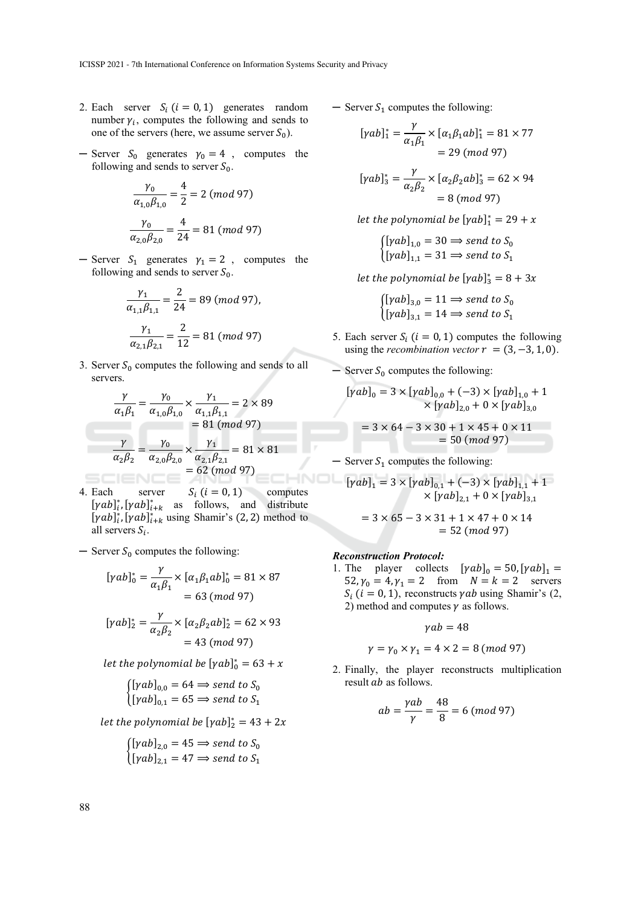2. Each server $S_i$ $(i = 0, 1)$ generates random number $\gamma_i$, computes the following and sends to one of the servers (here, we assume server $S_0$).

— Server $S_0$ generates $\gamma_0 = 4$, computes the following and sends to server $S_0$.

$$\frac{\gamma_0}{\alpha_{1,0}\beta_{1,0}} = \frac{4}{2} = 2 \ (mod\ 97)$$

$$\frac{\gamma_0}{\alpha_{2,0}\beta_{2,0}} = \frac{4}{24} = 81 \ (mod\ 97)$$

— Server $S_1$ generates $\gamma_1 = 2$, computes the following and sends to server $S_0$.

$$\frac{\gamma_1}{\alpha_{1,1}\beta_{1,1}} = \frac{2}{24} = 89 \ (mod\ 97),$$

$$\frac{\gamma_1}{\alpha_{2,1}\beta_{2,1}} = \frac{2}{12} = 81 \ (mod\ 97)$$

3. Server $S_0$ computes the following and sends to all servers.

$$\frac{\gamma}{\alpha_1\beta_1} = \frac{\gamma_0}{\alpha_{1,0}\beta_{1,0}} \times \frac{\gamma_1}{\alpha_{1,1}\beta_{1,1}} = 2 \times 89 = 81 \ (mod\ 97)$$

$$\frac{\gamma}{\alpha_2\beta_2} = \frac{\gamma_0}{\alpha_{2,0}\beta_{2,0}} \times \frac{\gamma_1}{\alpha_{2,1}\beta_{2,1}} = 81 \times 81 = 62 \ (mod\ 97)$$

4. Each server $S_i$ $(i = 0, 1)$ computes $[\gamma ab]_i^*, [\gamma ab]_{i+k}^*$ as follows, and distribute $[\gamma ab]_i^*, [\gamma ab]_{i+k}^*$ using Shamir's $(2, 2)$ method to all servers $S_i$.

— Server $S_0$ computes the following:

$$[\gamma ab]_0^* = \frac{\gamma}{\alpha_1\beta_1} \times [\alpha_1\beta_1 ab]_0^* = 81 \times 87 = 63 \ (mod\ 97)$$

$$[\gamma ab]_2^* = \frac{\gamma}{\alpha_2\beta_2} \times [\alpha_2\beta_2 ab]_2^* = 62 \times 93 = 43 \ (mod\ 97)$$

$$let\ the\ polynomial\ be\ [\gamma ab]_0^* = 63 + x$$

$$\begin{cases} [\gamma ab]_{0,0} = 64 \Longrightarrow send\ to\ S_0 \\ [\gamma ab]_{0,1} = 65 \Longrightarrow send\ to\ S_1 \end{cases}$$

$$let\ the\ polynomial\ be\ [\gamma ab]_2^* = 43 + 2x$$

$$\begin{cases} [\gamma ab]_{2,0} = 45 \Longrightarrow send\ to\ S_0 \\ [\gamma ab]_{2,1} = 47 \Longrightarrow send\ to\ S_1 \end{cases}$$

— Server $S_1$ computes the following:

$$[\gamma ab]_1^* = \frac{\gamma}{\alpha_1\beta_1} \times [\alpha_1\beta_1 ab]_1^* = 81 \times 77 = 29 \ (mod\ 97)$$

$$[\gamma ab]_3^* = \frac{\gamma}{\alpha_2\beta_2} \times [\alpha_2\beta_2 ab]_3^* = 62 \times 94 = 8 \ (mod\ 97)$$

$$let\ the\ polynomial\ be\ [\gamma ab]_1^* = 29 + x$$

$$\begin{cases} [\gamma ab]_{1,0} = 30 \Longrightarrow send\ to\ S_0 \\ [\gamma ab]_{1,1} = 31 \Longrightarrow send\ to\ S_1 \end{cases}$$

$$let\ the\ polynomial\ be\ [\gamma ab]_3^* = 8 + 3x$$

$$\begin{cases} [\gamma ab]_{3,0} = 11 \Longrightarrow send\ to\ S_0 \\ [\gamma ab]_{3,1} = 14 \Longrightarrow send\ to\ S_1 \end{cases}$$

5. Each server $S_i$ $(i = 0, 1)$ computes the following using the *recombination vector* $r = (3, -3, 1, 0)$.

— Server $S_0$ computes the following:

$$[\gamma ab]_0 = 3 \times [\gamma ab]_{0,0} + (-3) \times [\gamma ab]_{1,0} + 1 \times [\gamma ab]_{2,0} + 0 \times [\gamma ab]_{3,0}$$

$$= 3 \times 64 - 3 \times 30 + 1 \times 45 + 0 \times 11 = 50 \ (mod\ 97)$$

— Server $S_1$ computes the following:

$$[\gamma ab]_1 = 3 \times [\gamma ab]_{0,1} + (-3) \times [\gamma ab]_{1,1} + 1 \times [\gamma ab]_{2,1} + 0 \times [\gamma ab]_{3,1}$$

$$= 3 \times 65 - 3 \times 31 + 1 \times 47 + 0 \times 14 = 52 \ (mod\ 97)$$

***Reconstruction Protocol:***

1. The player collects $[\gamma ab]_0 = 50, [\gamma ab]_1 = 52, \gamma_0 = 4, \gamma_1 = 2$ from $N = k = 2$ servers $S_i$ $(i = 0, 1)$, reconstructs $\gamma ab$ using Shamir's (2, 2) method and computes $\gamma$ as follows.

$$\gamma ab = 48$$

$$\gamma = \gamma_0 \times \gamma_1 = 4 \times 2 = 8 \ (mod\ 97)$$

2. Finally, the player reconstructs multiplication result $ab$ as follows.

$$ab = \frac{\gamma ab}{\gamma} = \frac{48}{8} = 6 \ (mod\ 97)$$